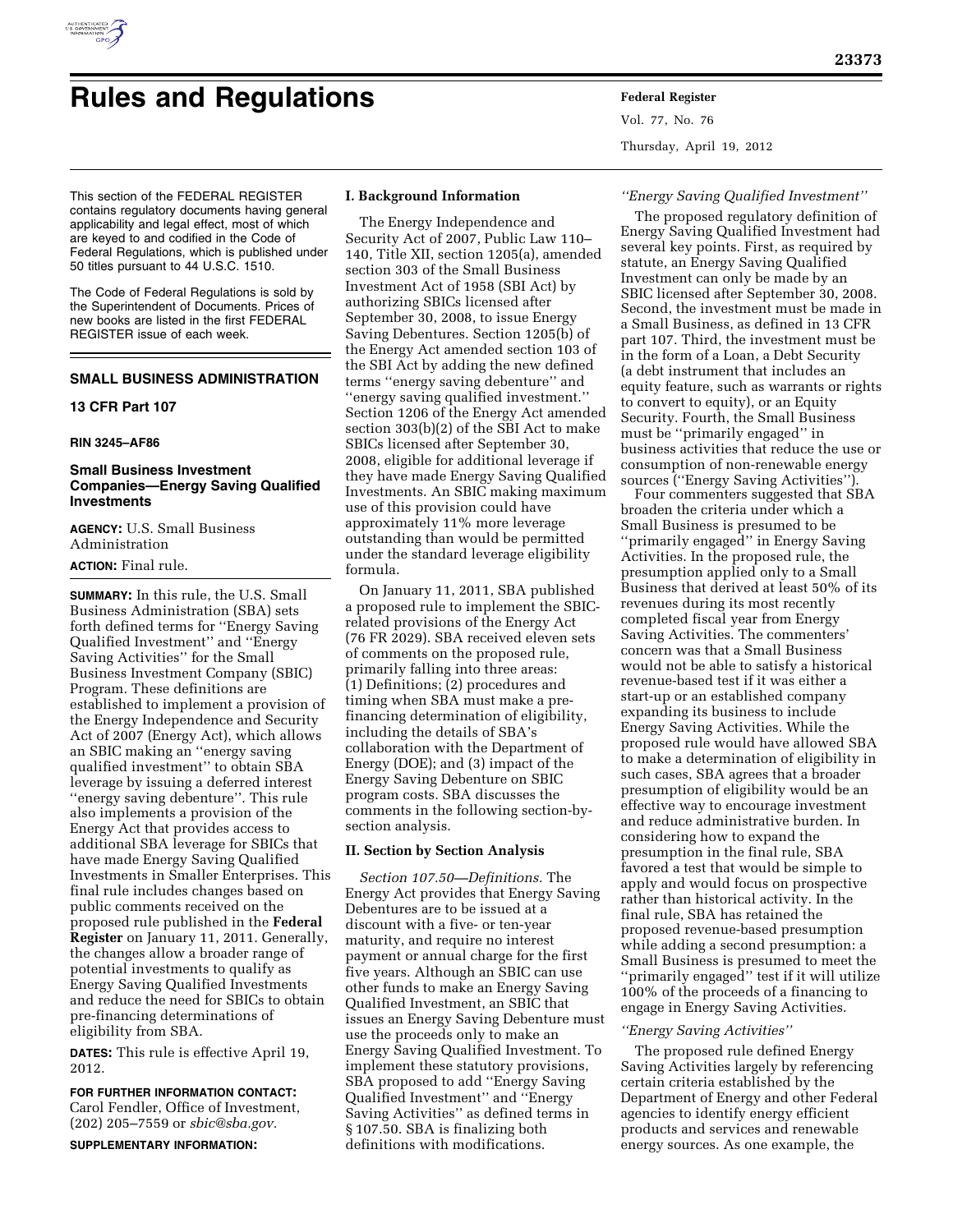# Rules and Regulations

This section of the FEDERAL REGISTER contains regulatory documents having general applicability and legal effect, most of which are keyed to and codified in the Code of Federal Regulations, which is published under 50 titles pursuant to 44 U.S.C. 1510.

The Code of Federal Regulations is sold by the Superintendent of Documents. Prices of new books are listed in the first FEDERAL REGISTER issue of each week.

## SMALL BUSINESS ADMINISTRATION

### 13 CFR Part 107

**RIN 3245–AF86**

### Small Business Investment Companies—Energy Saving Qualified Investments

**AGENCY:** U.S. Small Business Administration

**ACTION:** Final rule.

**SUMMARY:** In this rule, the U.S. Small Business Administration (SBA) sets forth defined terms for ''Energy Saving Qualified Investment'' and ''Energy Saving Activities'' for the Small Business Investment Company (SBIC) Program. These definitions are established to implement a provision of the Energy Independence and Security Act of 2007 (Energy Act), which allows an SBIC making an ''energy saving qualified investment'' to obtain SBA leverage by issuing a deferred interest ''energy saving debenture''. This rule also implements a provision of the Energy Act that provides access to additional SBA leverage for SBICs that have made Energy Saving Qualified Investments in Smaller Enterprises. This final rule includes changes based on public comments received on the proposed rule published in the **Federal Register** on January 11, 2011. Generally, the changes allow a broader range of potential investments to qualify as Energy Saving Qualified Investments and reduce the need for SBICs to obtain pre-financing determinations of eligibility from SBA.

**DATES:** This rule is effective April 19, 2012.

**FOR FURTHER INFORMATION CONTACT:** Carol Fendler, Office of Investment, (202) 205–7559 or *sbic@sba.gov.*

**SUPPLEMENTARY INFORMATION:**

**I. Background Information**

The Energy Independence and Security Act of 2007, Public Law 110–140, Title XII, section 1205(a), amended section 303 of the Small Business Investment Act of 1958 (SBI Act) by authorizing SBICs licensed after September 30, 2008, to issue Energy Saving Debentures. Section 1205(b) of the Energy Act amended section 103 of the SBI Act by adding the new defined terms ''energy saving debenture'' and ''energy saving qualified investment.'' Section 1206 of the Energy Act amended section 303(b)(2) of the SBI Act to make SBICs licensed after September 30, 2008, eligible for additional leverage if they have made Energy Saving Qualified Investments. An SBIC making maximum use of this provision could have approximately 11% more leverage outstanding than would be permitted under the standard leverage eligibility formula.

On January 11, 2011, SBA published a proposed rule to implement the SBIC-related provisions of the Energy Act (76 FR 2029). SBA received eleven sets of comments on the proposed rule, primarily falling into three areas: (1) Definitions; (2) procedures and timing when SBA must make a pre-financing determination of eligibility, including the details of SBA's collaboration with the Department of Energy (DOE); and (3) impact of the Energy Saving Debenture on SBIC program costs. SBA discusses the comments in the following section-by-section analysis.

**II. Section by Section Analysis**

*Section 107.50—Definitions.* The Energy Act provides that Energy Saving Debentures are to be issued at a discount with a five- or ten-year maturity, and require no interest payment or annual charge for the first five years. Although an SBIC can use other funds to make an Energy Saving Qualified Investment, an SBIC that issues an Energy Saving Debenture must use the proceeds only to make an Energy Saving Qualified Investment. To implement these statutory provisions, SBA proposed to add ''Energy Saving Qualified Investment'' and ''Energy Saving Activities'' as defined terms in § 107.50. SBA is finalizing both definitions with modifications.

*''Energy Saving Qualified Investment''*

The proposed regulatory definition of Energy Saving Qualified Investment had several key points. First, as required by statute, an Energy Saving Qualified Investment can only be made by an SBIC licensed after September 30, 2008. Second, the investment must be made in a Small Business, as defined in 13 CFR part 107. Third, the investment must be in the form of a Loan, a Debt Security (a debt instrument that includes an equity feature, such as warrants or rights to convert to equity), or an Equity Security. Fourth, the Small Business must be ''primarily engaged'' in business activities that reduce the use or consumption of non-renewable energy sources (''Energy Saving Activities'').

Four commenters suggested that SBA broaden the criteria under which a Small Business is presumed to be ''primarily engaged'' in Energy Saving Activities. In the proposed rule, the presumption applied only to a Small Business that derived at least 50% of its revenues during its most recently completed fiscal year from Energy Saving Activities. The commenters' concern was that a Small Business would not be able to satisfy a historical revenue-based test if it was either a start-up or an established company expanding its business to include Energy Saving Activities. While the proposed rule would have allowed SBA to make a determination of eligibility in such cases, SBA agrees that a broader presumption of eligibility would be an effective way to encourage investment and reduce administrative burden. In considering how to expand the presumption in the final rule, SBA favored a test that would be simple to apply and would focus on prospective rather than historical activity. In the final rule, SBA has retained the proposed revenue-based presumption while adding a second presumption: a Small Business is presumed to meet the ''primarily engaged'' test if it will utilize 100% of the proceeds of a financing to engage in Energy Saving Activities.

*''Energy Saving Activities''*

The proposed rule defined Energy Saving Activities largely by referencing certain criteria established by the Department of Energy and other Federal agencies to identify energy efficient products and services and renewable energy sources. As one example, the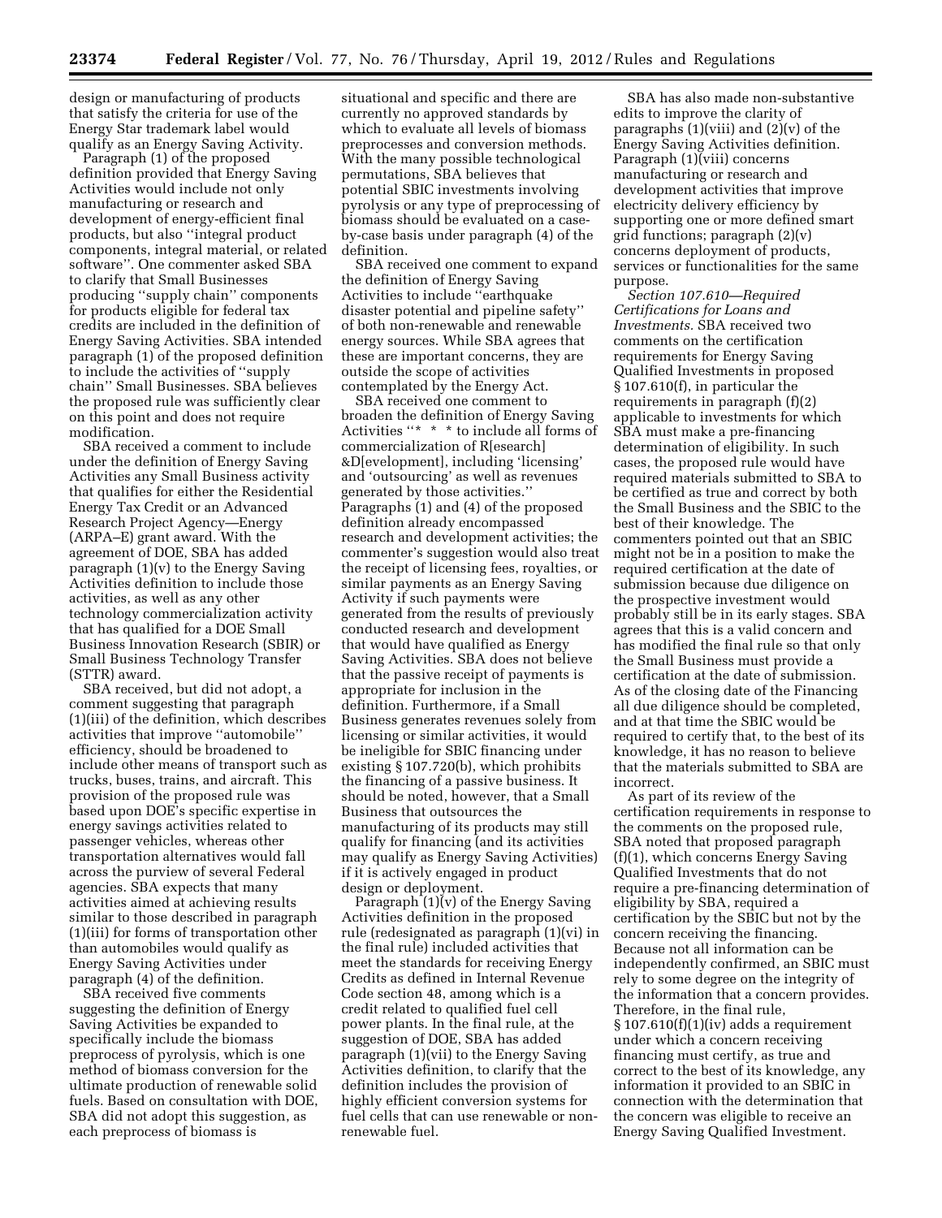design or manufacturing of products that satisfy the criteria for use of the Energy Star trademark label would qualify as an Energy Saving Activity.

Paragraph (1) of the proposed definition provided that Energy Saving Activities would include not only manufacturing or research and development of energy-efficient final products, but also ''integral product components, integral material, or related software''. One commenter asked SBA to clarify that Small Businesses producing ''supply chain'' components for products eligible for federal tax credits are included in the definition of Energy Saving Activities. SBA intended paragraph (1) of the proposed definition to include the activities of ''supply chain'' Small Businesses. SBA believes the proposed rule was sufficiently clear on this point and does not require modification.

SBA received a comment to include under the definition of Energy Saving Activities any Small Business activity that qualifies for either the Residential Energy Tax Credit or an Advanced Research Project Agency—Energy (ARPA–E) grant award. With the agreement of DOE, SBA has added paragraph (1)(v) to the Energy Saving Activities definition to include those activities, as well as any other technology commercialization activity that has qualified for a DOE Small Business Innovation Research (SBIR) or Small Business Technology Transfer (STTR) award.

SBA received, but did not adopt, a comment suggesting that paragraph (1)(iii) of the definition, which describes activities that improve ''automobile'' efficiency, should be broadened to include other means of transport such as trucks, buses, trains, and aircraft. This provision of the proposed rule was based upon DOE's specific expertise in energy savings activities related to passenger vehicles, whereas other transportation alternatives would fall across the purview of several Federal agencies. SBA expects that many activities aimed at achieving results similar to those described in paragraph (1)(iii) for forms of transportation other than automobiles would qualify as Energy Saving Activities under paragraph (4) of the definition.

SBA received five comments suggesting the definition of Energy Saving Activities be expanded to specifically include the biomass preprocess of pyrolysis, which is one method of biomass conversion for the ultimate production of renewable solid fuels. Based on consultation with DOE, SBA did not adopt this suggestion, as each preprocess of biomass is situational and specific and there are currently no approved standards by which to evaluate all levels of biomass preprocesses and conversion methods. With the many possible technological permutations, SBA believes that potential SBIC investments involving pyrolysis or any type of preprocessing of biomass should be evaluated on a case-by-case basis under paragraph (4) of the definition.

SBA received one comment to expand the definition of Energy Saving Activities to include ''earthquake disaster potential and pipeline safety'' of both non-renewable and renewable energy sources. While SBA agrees that these are important concerns, they are outside the scope of activities contemplated by the Energy Act.

SBA received one comment to broaden the definition of Energy Saving Activities ''* * * to include all forms of commercialization of R[esearch] &D[evelopment], including 'licensing' and 'outsourcing' as well as revenues generated by those activities.'' Paragraphs (1) and (4) of the proposed definition already encompassed research and development activities; the commenter's suggestion would also treat the receipt of licensing fees, royalties, or similar payments as an Energy Saving Activity if such payments were generated from the results of previously conducted research and development that would have qualified as Energy Saving Activities. SBA does not believe that the passive receipt of payments is appropriate for inclusion in the definition. Furthermore, if a Small Business generates revenues solely from licensing or similar activities, it would be ineligible for SBIC financing under existing § 107.720(b), which prohibits the financing of a passive business. It should be noted, however, that a Small Business that outsources the manufacturing of its products may still qualify for financing (and its activities may qualify as Energy Saving Activities) if it is actively engaged in product design or deployment.

Paragraph (1)(v) of the Energy Saving Activities definition in the proposed rule (redesignated as paragraph (1)(vi) in the final rule) included activities that meet the standards for receiving Energy Credits as defined in Internal Revenue Code section 48, among which is a credit related to qualified fuel cell power plants. In the final rule, at the suggestion of DOE, SBA has added paragraph (1)(vii) to the Energy Saving Activities definition, to clarify that the definition includes the provision of highly efficient conversion systems for fuel cells that can use renewable or non-renewable fuel.

SBA has also made non-substantive edits to improve the clarity of paragraphs (1)(viii) and (2)(v) of the Energy Saving Activities definition. Paragraph (1)(viii) concerns manufacturing or research and development activities that improve electricity delivery efficiency by supporting one or more defined smart grid functions; paragraph (2)(v) concerns deployment of products, services or functionalities for the same purpose.

*Section 107.610—Required Certifications for Loans and Investments.* SBA received two comments on the certification requirements for Energy Saving Qualified Investments in proposed § 107.610(f), in particular the requirements in paragraph (f)(2) applicable to investments for which SBA must make a pre-financing determination of eligibility. In such cases, the proposed rule would have required materials submitted to SBA to be certified as true and correct by both the Small Business and the SBIC to the best of their knowledge. The commenters pointed out that an SBIC might not be in a position to make the required certification at the date of submission because due diligence on the prospective investment would probably still be in its early stages. SBA agrees that this is a valid concern and has modified the final rule so that only the Small Business must provide a certification at the date of submission. As of the closing date of the Financing all due diligence should be completed, and at that time the SBIC would be required to certify that, to the best of its knowledge, it has no reason to believe that the materials submitted to SBA are incorrect.

As part of its review of the certification requirements in response to the comments on the proposed rule, SBA noted that proposed paragraph (f)(1), which concerns Energy Saving Qualified Investments that do not require a pre-financing determination of eligibility by SBA, required a certification by the SBIC but not by the concern receiving the financing. Because not all information can be independently confirmed, an SBIC must rely to some degree on the integrity of the information that a concern provides. Therefore, in the final rule, § 107.610(f)(1)(iv) adds a requirement under which a concern receiving financing must certify, as true and correct to the best of its knowledge, any information it provided to an SBIC in connection with the determination that the concern was eligible to receive an Energy Saving Qualified Investment.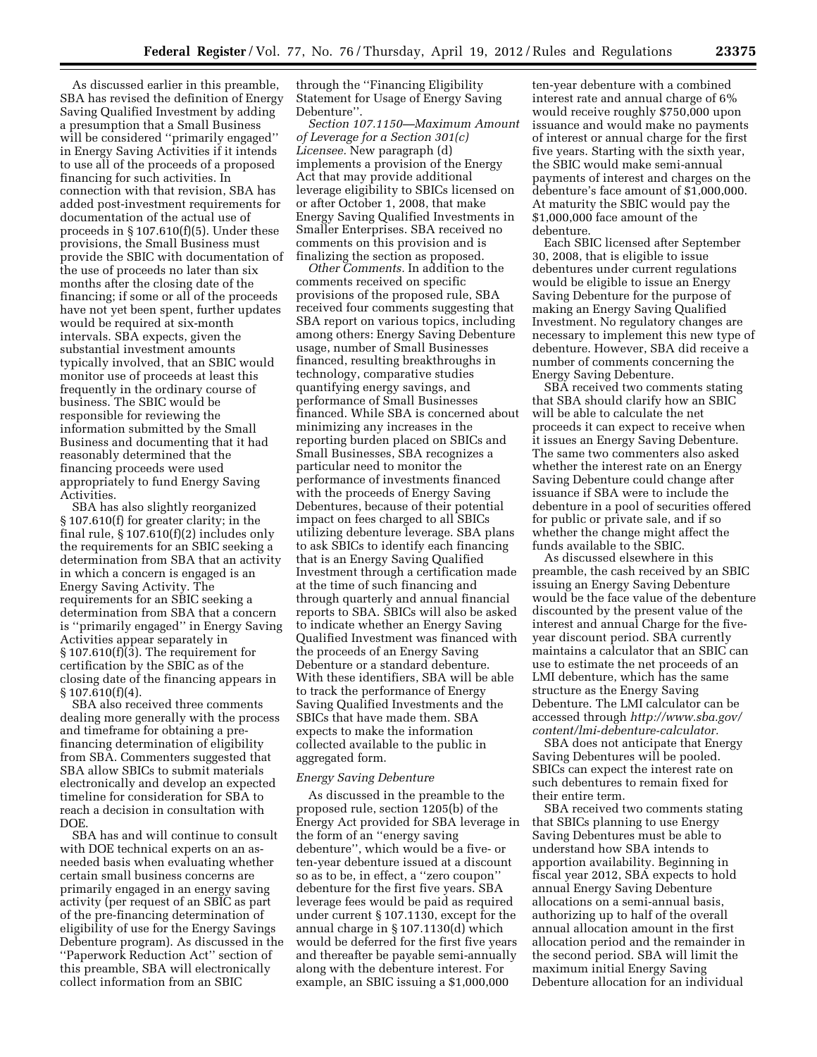As discussed earlier in this preamble, SBA has revised the definition of Energy Saving Qualified Investment by adding a presumption that a Small Business will be considered ''primarily engaged'' in Energy Saving Activities if it intends to use all of the proceeds of a proposed financing for such activities. In connection with that revision, SBA has added post-investment requirements for documentation of the actual use of proceeds in § 107.610(f)(5). Under these provisions, the Small Business must provide the SBIC with documentation of the use of proceeds no later than six months after the closing date of the financing; if some or all of the proceeds have not yet been spent, further updates would be required at six-month intervals. SBA expects, given the substantial investment amounts typically involved, that an SBIC would monitor use of proceeds at least this frequently in the ordinary course of business. The SBIC would be responsible for reviewing the information submitted by the Small Business and documenting that it had reasonably determined that the financing proceeds were used appropriately to fund Energy Saving Activities.

SBA has also slightly reorganized § 107.610(f) for greater clarity; in the final rule, § 107.610(f)(2) includes only the requirements for an SBIC seeking a determination from SBA that an activity in which a concern is engaged is an Energy Saving Activity. The requirements for an SBIC seeking a determination from SBA that a concern is ''primarily engaged'' in Energy Saving Activities appear separately in § 107.610(f)(3). The requirement for certification by the SBIC as of the closing date of the financing appears in § 107.610(f)(4).

SBA also received three comments dealing more generally with the process and timeframe for obtaining a pre-financing determination of eligibility from SBA. Commenters suggested that SBA allow SBICs to submit materials electronically and develop an expected timeline for consideration for SBA to reach a decision in consultation with DOE.

SBA has and will continue to consult with DOE technical experts on an as-needed basis when evaluating whether certain small business concerns are primarily engaged in an energy saving activity (per request of an SBIC as part of the pre-financing determination of eligibility of use for the Energy Savings Debenture program). As discussed in the ''Paperwork Reduction Act'' section of this preamble, SBA will electronically collect information from an SBIC through the ''Financing Eligibility Statement for Usage of Energy Saving Debenture''.

*Section 107.1150—Maximum Amount of Leverage for a Section 301(c) Licensee.* New paragraph (d) implements a provision of the Energy Act that may provide additional leverage eligibility to SBICs licensed on or after October 1, 2008, that make Energy Saving Qualified Investments in Smaller Enterprises. SBA received no comments on this provision and is finalizing the section as proposed.

*Other Comments.* In addition to the comments received on specific provisions of the proposed rule, SBA received four comments suggesting that SBA report on various topics, including among others: Energy Saving Debenture usage, number of Small Businesses financed, resulting breakthroughs in technology, comparative studies quantifying energy savings, and performance of Small Businesses financed. While SBA is concerned about minimizing any increases in the reporting burden placed on SBICs and Small Businesses, SBA recognizes a particular need to monitor the performance of investments financed with the proceeds of Energy Saving Debentures, because of their potential impact on fees charged to all SBICs utilizing debenture leverage. SBA plans to ask SBICs to identify each financing that is an Energy Saving Qualified Investment through a certification made at the time of such financing and through quarterly and annual financial reports to SBA. SBICs will also be asked to indicate whether an Energy Saving Qualified Investment was financed with the proceeds of an Energy Saving Debenture or a standard debenture. With these identifiers, SBA will be able to track the performance of Energy Saving Qualified Investments and the SBICs that have made them. SBA expects to make the information collected available to the public in aggregated form.

*Energy Saving Debenture*

As discussed in the preamble to the proposed rule, section 1205(b) of the Energy Act provided for SBA leverage in the form of an ''energy saving debenture'', which would be a five- or ten-year debenture issued at a discount so as to be, in effect, a ''zero coupon'' debenture for the first five years. SBA leverage fees would be paid as required under current § 107.1130, except for the annual charge in § 107.1130(d) which would be deferred for the first five years and thereafter be payable semi-annually along with the debenture interest. For example, an SBIC issuing a $1,000,000 ten-year debenture with a combined interest rate and annual charge of 6% would receive roughly $750,000 upon issuance and would make no payments of interest or annual charge for the first five years. Starting with the sixth year, the SBIC would make semi-annual payments of interest and charges on the debenture's face amount of $1,000,000. At maturity the SBIC would pay the $1,000,000 face amount of the debenture.

Each SBIC licensed after September 30, 2008, that is eligible to issue debentures under current regulations would be eligible to issue an Energy Saving Debenture for the purpose of making an Energy Saving Qualified Investment. No regulatory changes are necessary to implement this new type of debenture. However, SBA did receive a number of comments concerning the Energy Saving Debenture.

SBA received two comments stating that SBA should clarify how an SBIC will be able to calculate the net proceeds it can expect to receive when it issues an Energy Saving Debenture. The same two commenters also asked whether the interest rate on an Energy Saving Debenture could change after issuance if SBA were to include the debenture in a pool of securities offered for public or private sale, and if so whether the change might affect the funds available to the SBIC.

As discussed elsewhere in this preamble, the cash received by an SBIC issuing an Energy Saving Debenture would be the face value of the debenture discounted by the present value of the interest and annual Charge for the five-year discount period. SBA currently maintains a calculator that an SBIC can use to estimate the net proceeds of an LMI debenture, which has the same structure as the Energy Saving Debenture. The LMI calculator can be accessed through *http://www.sba.gov/content/lmi-debenture-calculator.*

SBA does not anticipate that Energy Saving Debentures will be pooled. SBICs can expect the interest rate on such debentures to remain fixed for their entire term.

SBA received two comments stating that SBICs planning to use Energy Saving Debentures must be able to understand how SBA intends to apportion availability. Beginning in fiscal year 2012, SBA expects to hold annual Energy Saving Debenture allocations on a semi-annual basis, authorizing up to half of the overall annual allocation amount in the first allocation period and the remainder in the second period. SBA will limit the maximum initial Energy Saving Debenture allocation for an individual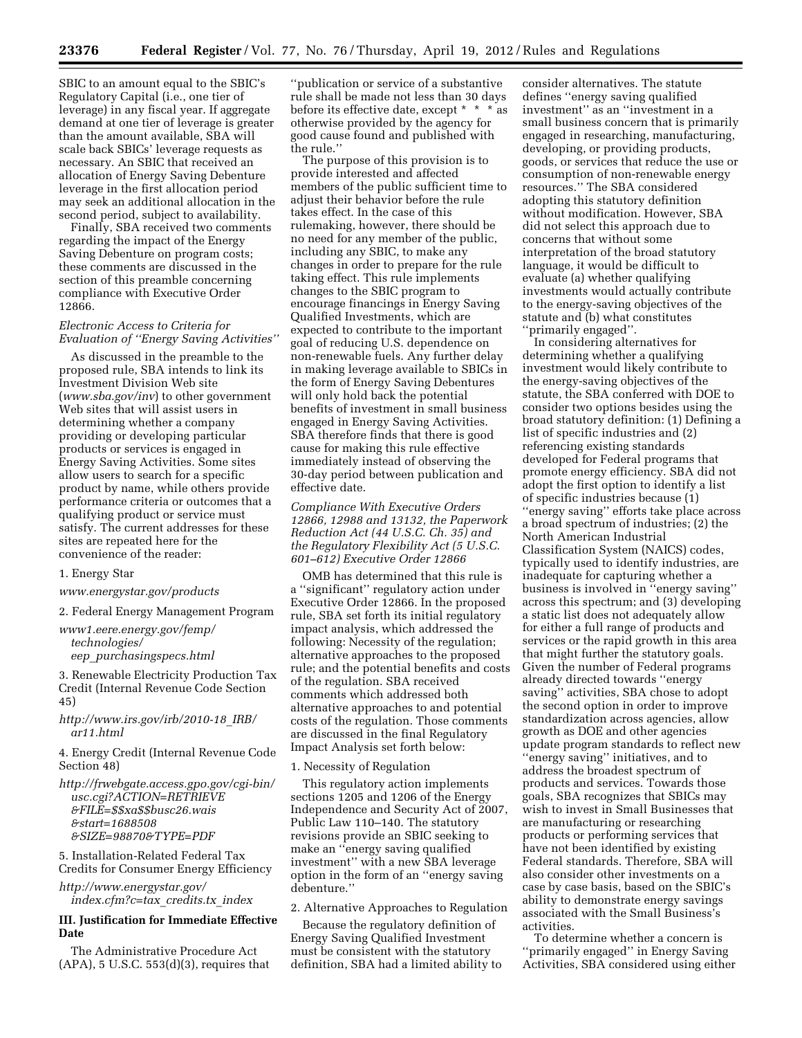SBIC to an amount equal to the SBIC's Regulatory Capital (i.e., one tier of leverage) in any fiscal year. If aggregate demand at one tier of leverage is greater than the amount available, SBA will scale back SBICs' leverage requests as necessary. An SBIC that received an allocation of Energy Saving Debenture leverage in the first allocation period may seek an additional allocation in the second period, subject to availability.

Finally, SBA received two comments regarding the impact of the Energy Saving Debenture on program costs; these comments are discussed in the section of this preamble concerning compliance with Executive Order 12866.

*Electronic Access to Criteria for Evaluation of "Energy Saving Activities"*

As discussed in the preamble to the proposed rule, SBA intends to link its Investment Division Web site (*www.sba.gov/inv*) to other government Web sites that will assist users in determining whether a company providing or developing particular products or services is engaged in Energy Saving Activities. Some sites allow users to search for a specific product by name, while others provide performance criteria or outcomes that a qualifying product or service must satisfy. The current addresses for these sites are repeated here for the convenience of the reader:

1. Energy Star

*www.energystar.gov/products*

2. Federal Energy Management Program

*www1.eere.energy.gov/femp/technologies/eep_purchasingspecs.html*

3. Renewable Electricity Production Tax Credit (Internal Revenue Code Section 45)

*http://www.irs.gov/irb/2010-18_IRB/ar11.html*

4. Energy Credit (Internal Revenue Code Section 48)

*http://frwebgate.access.gpo.gov/cgi-bin/usc.cgi?ACTION=RETRIEVE&FILE=$$xa$$busc26.wais&start=1688508&SIZE=98870&TYPE=PDF*

5. Installation-Related Federal Tax Credits for Consumer Energy Efficiency

*http://www.energystar.gov/index.cfm?c=tax_credits.tx_index*

## III. Justification for Immediate Effective Date

The Administrative Procedure Act (APA), 5 U.S.C. 553(d)(3), requires that "publication or service of a substantive rule shall be made not less than 30 days before its effective date, except * * * as otherwise provided by the agency for good cause found and published with the rule."

The purpose of this provision is to provide interested and affected members of the public sufficient time to adjust their behavior before the rule takes effect. In the case of this rulemaking, however, there should be no need for any member of the public, including any SBIC, to make any changes in order to prepare for the rule taking effect. This rule implements changes to the SBIC program to encourage financings in Energy Saving Qualified Investments, which are expected to contribute to the important goal of reducing U.S. dependence on non-renewable fuels. Any further delay in making leverage available to SBICs in the form of Energy Saving Debentures will only hold back the potential benefits of investment in small business engaged in Energy Saving Activities. SBA therefore finds that there is good cause for making this rule effective immediately instead of observing the 30-day period between publication and effective date.

*Compliance With Executive Orders 12866, 12988 and 13132, the Paperwork Reduction Act (44 U.S.C. Ch. 35) and the Regulatory Flexibility Act (5 U.S.C. 601–612) Executive Order 12866*

OMB has determined that this rule is a "significant" regulatory action under Executive Order 12866. In the proposed rule, SBA set forth its initial regulatory impact analysis, which addressed the following: Necessity of the regulation; alternative approaches to the proposed rule; and the potential benefits and costs of the regulation. SBA received comments which addressed both alternative approaches to and potential costs of the regulation. Those comments are discussed in the final Regulatory Impact Analysis set forth below:

1. Necessity of Regulation

This regulatory action implements sections 1205 and 1206 of the Energy Independence and Security Act of 2007, Public Law 110–140. The statutory revisions provide an SBIC seeking to make an "energy saving qualified investment" with a new SBA leverage option in the form of an "energy saving debenture."

2. Alternative Approaches to Regulation

Because the regulatory definition of Energy Saving Qualified Investment must be consistent with the statutory definition, SBA had a limited ability to consider alternatives. The statute defines "energy saving qualified investment" as an "investment in a small business concern that is primarily engaged in researching, manufacturing, developing, or providing products, goods, or services that reduce the use or consumption of non-renewable energy resources." The SBA considered adopting this statutory definition without modification. However, SBA did not select this approach due to concerns that without some interpretation of the broad statutory language, it would be difficult to evaluate (a) whether qualifying investments would actually contribute to the energy-saving objectives of the statute and (b) what constitutes "primarily engaged".

In considering alternatives for determining whether a qualifying investment would likely contribute to the energy-saving objectives of the statute, the SBA conferred with DOE to consider two options besides using the broad statutory definition: (1) Defining a list of specific industries and (2) referencing existing standards developed for Federal programs that promote energy efficiency. SBA did not adopt the first option to identify a list of specific industries because (1) "energy saving" efforts take place across a broad spectrum of industries; (2) the North American Industrial Classification System (NAICS) codes, typically used to identify industries, are inadequate for capturing whether a business is involved in "energy saving" across this spectrum; and (3) developing a static list does not adequately allow for either a full range of products and services or the rapid growth in this area that might further the statutory goals. Given the number of Federal programs already directed towards "energy saving" activities, SBA chose to adopt the second option in order to improve standardization across agencies, allow growth as DOE and other agencies update program standards to reflect new "energy saving" initiatives, and to address the broadest spectrum of products and services. Towards those goals, SBA recognizes that SBICs may wish to invest in Small Businesses that are manufacturing or researching products or performing services that have not been identified by existing Federal standards. Therefore, SBA will also consider other investments on a case by case basis, based on the SBIC's ability to demonstrate energy savings associated with the Small Business's activities.

To determine whether a concern is "primarily engaged" in Energy Saving Activities, SBA considered using either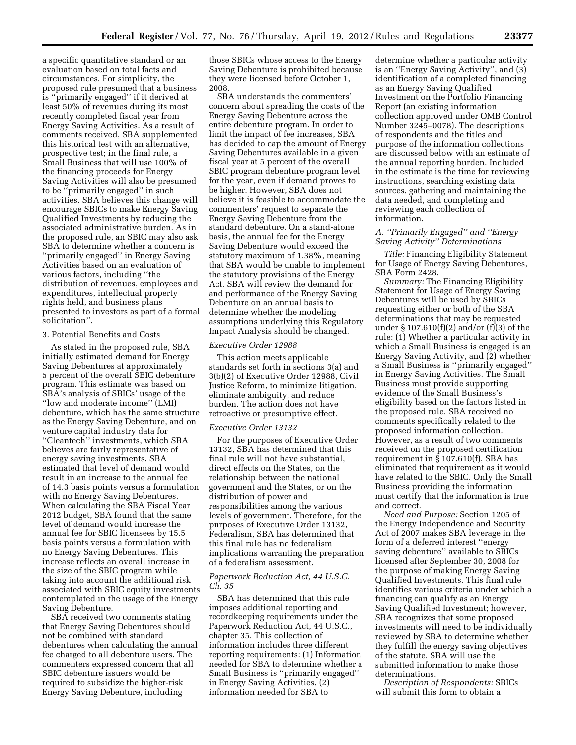a specific quantitative standard or an evaluation based on total facts and circumstances. For simplicity, the proposed rule presumed that a business is ''primarily engaged'' if it derived at least 50% of revenues during its most recently completed fiscal year from Energy Saving Activities. As a result of comments received, SBA supplemented this historical test with an alternative, prospective test; in the final rule, a Small Business that will use 100% of the financing proceeds for Energy Saving Activities will also be presumed to be ''primarily engaged'' in such activities. SBA believes this change will encourage SBICs to make Energy Saving Qualified Investments by reducing the associated administrative burden. As in the proposed rule, an SBIC may also ask SBA to determine whether a concern is ''primarily engaged'' in Energy Saving Activities based on an evaluation of various factors, including ''the distribution of revenues, employees and expenditures, intellectual property rights held, and business plans presented to investors as part of a formal solicitation''.

3. Potential Benefits and Costs

As stated in the proposed rule, SBA initially estimated demand for Energy Saving Debentures at approximately 5 percent of the overall SBIC debenture program. This estimate was based on SBA's analysis of SBICs' usage of the ''low and moderate income'' (LMI) debenture, which has the same structure as the Energy Saving Debenture, and on venture capital industry data for ''Cleantech'' investments, which SBA believes are fairly representative of energy saving investments. SBA estimated that level of demand would result in an increase to the annual fee of 14.3 basis points versus a formulation with no Energy Saving Debentures. When calculating the SBA Fiscal Year 2012 budget, SBA found that the same level of demand would increase the annual fee for SBIC licensees by 15.5 basis points versus a formulation with no Energy Saving Debentures. This increase reflects an overall increase in the size of the SBIC program while taking into account the additional risk associated with SBIC equity investments contemplated in the usage of the Energy Saving Debenture.

SBA received two comments stating that Energy Saving Debentures should not be combined with standard debentures when calculating the annual fee charged to all debenture users. The commenters expressed concern that all SBIC debenture issuers would be required to subsidize the higher-risk Energy Saving Debenture, including those SBICs whose access to the Energy Saving Debenture is prohibited because they were licensed before October 1, 2008.

SBA understands the commenters' concern about spreading the costs of the Energy Saving Debenture across the entire debenture program. In order to limit the impact of fee increases, SBA has decided to cap the amount of Energy Saving Debentures available in a given fiscal year at 5 percent of the overall SBIC program debenture program level for the year, even if demand proves to be higher. However, SBA does not believe it is feasible to accommodate the commenters' request to separate the Energy Saving Debenture from the standard debenture. On a stand-alone basis, the annual fee for the Energy Saving Debenture would exceed the statutory maximum of 1.38%, meaning that SBA would be unable to implement the statutory provisions of the Energy Act. SBA will review the demand for and performance of the Energy Saving Debenture on an annual basis to determine whether the modeling assumptions underlying this Regulatory Impact Analysis should be changed.

*Executive Order 12988*

This action meets applicable standards set forth in sections 3(a) and 3(b)(2) of Executive Order 12988, Civil Justice Reform, to minimize litigation, eliminate ambiguity, and reduce burden. The action does not have retroactive or presumptive effect.

*Executive Order 13132*

For the purposes of Executive Order 13132, SBA has determined that this final rule will not have substantial, direct effects on the States, on the relationship between the national government and the States, or on the distribution of power and responsibilities among the various levels of government. Therefore, for the purposes of Executive Order 13132, Federalism, SBA has determined that this final rule has no federalism implications warranting the preparation of a federalism assessment.

*Paperwork Reduction Act, 44 U.S.C. Ch. 35*

SBA has determined that this rule imposes additional reporting and recordkeeping requirements under the Paperwork Reduction Act, 44 U.S.C., chapter 35. This collection of information includes three different reporting requirements: (1) Information needed for SBA to determine whether a Small Business is ''primarily engaged'' in Energy Saving Activities, (2) information needed for SBA to determine whether a particular activity is an ''Energy Saving Activity'', and (3) identification of a completed financing as an Energy Saving Qualified Investment on the Portfolio Financing Report (an existing information collection approved under OMB Control Number 3245–0078). The descriptions of respondents and the titles and purpose of the information collections are discussed below with an estimate of the annual reporting burden. Included in the estimate is the time for reviewing instructions, searching existing data sources, gathering and maintaining the data needed, and completing and reviewing each collection of information.

*A. ''Primarily Engaged'' and ''Energy Saving Activity'' Determinations*

*Title:* Financing Eligibility Statement for Usage of Energy Saving Debentures, SBA Form 2428.

*Summary:* The Financing Eligibility Statement for Usage of Energy Saving Debentures will be used by SBICs requesting either or both of the SBA determinations that may be requested under § 107.610(f)(2) and/or (f)(3) of the rule: (1) Whether a particular activity in which a Small Business is engaged is an Energy Saving Activity, and (2) whether a Small Business is ''primarily engaged'' in Energy Saving Activities. The Small Business must provide supporting evidence of the Small Business's eligibility based on the factors listed in the proposed rule. SBA received no comments specifically related to the proposed information collection. However, as a result of two comments received on the proposed certification requirement in § 107.610(f), SBA has eliminated that requirement as it would have related to the SBIC. Only the Small Business providing the information must certify that the information is true and correct.

*Need and Purpose:* Section 1205 of the Energy Independence and Security Act of 2007 makes SBA leverage in the form of a deferred interest ''energy saving debenture'' available to SBICs licensed after September 30, 2008 for the purpose of making Energy Saving Qualified Investments. This final rule identifies various criteria under which a financing can qualify as an Energy Saving Qualified Investment; however, SBA recognizes that some proposed investments will need to be individually reviewed by SBA to determine whether they fulfill the energy saving objectives of the statute. SBA will use the submitted information to make those determinations.

*Description of Respondents:* SBICs will submit this form to obtain a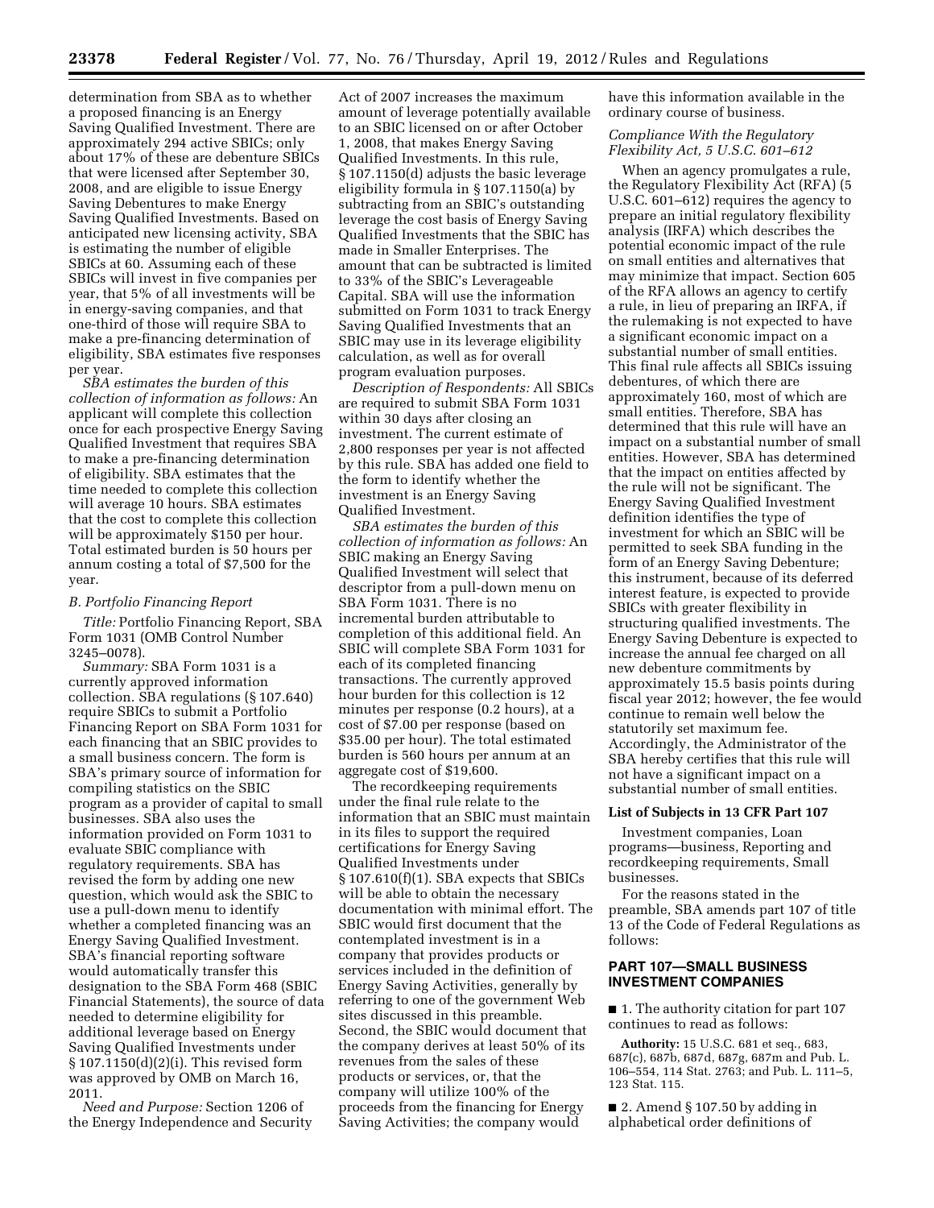determination from SBA as to whether a proposed financing is an Energy Saving Qualified Investment. There are approximately 294 active SBICs; only about 17% of these are debenture SBICs that were licensed after September 30, 2008, and are eligible to issue Energy Saving Debentures to make Energy Saving Qualified Investments. Based on anticipated new licensing activity, SBA is estimating the number of eligible SBICs at 60. Assuming each of these SBICs will invest in five companies per year, that 5% of all investments will be in energy-saving companies, and that one-third of those will require SBA to make a pre-financing determination of eligibility, SBA estimates five responses per year.

*SBA estimates the burden of this collection of information as follows:* An applicant will complete this collection once for each prospective Energy Saving Qualified Investment that requires SBA to make a pre-financing determination of eligibility. SBA estimates that the time needed to complete this collection will average 10 hours. SBA estimates that the cost to complete this collection will be approximately $150 per hour. Total estimated burden is 50 hours per annum costing a total of $7,500 for the year.

*B. Portfolio Financing Report*

*Title:* Portfolio Financing Report, SBA Form 1031 (OMB Control Number 3245–0078).

*Summary:* SBA Form 1031 is a currently approved information collection. SBA regulations (§ 107.640) require SBICs to submit a Portfolio Financing Report on SBA Form 1031 for each financing that an SBIC provides to a small business concern. The form is SBA's primary source of information for compiling statistics on the SBIC program as a provider of capital to small businesses. SBA also uses the information provided on Form 1031 to evaluate SBIC compliance with regulatory requirements. SBA has revised the form by adding one new question, which would ask the SBIC to use a pull-down menu to identify whether a completed financing was an Energy Saving Qualified Investment. SBA's financial reporting software would automatically transfer this designation to the SBA Form 468 (SBIC Financial Statements), the source of data needed to determine eligibility for additional leverage based on Energy Saving Qualified Investments under § 107.1150(d)(2)(i). This revised form was approved by OMB on March 16, 2011.

*Need and Purpose:* Section 1206 of the Energy Independence and Security Act of 2007 increases the maximum amount of leverage potentially available to an SBIC licensed on or after October 1, 2008, that makes Energy Saving Qualified Investments. In this rule, § 107.1150(d) adjusts the basic leverage eligibility formula in § 107.1150(a) by subtracting from an SBIC's outstanding leverage the cost basis of Energy Saving Qualified Investments that the SBIC has made in Smaller Enterprises. The amount that can be subtracted is limited to 33% of the SBIC's Leverageable Capital. SBA will use the information submitted on Form 1031 to track Energy Saving Qualified Investments that an SBIC may use in its leverage eligibility calculation, as well as for overall program evaluation purposes.

*Description of Respondents:* All SBICs are required to submit SBA Form 1031 within 30 days after closing an investment. The current estimate of 2,800 responses per year is not affected by this rule. SBA has added one field to the form to identify whether the investment is an Energy Saving Qualified Investment.

*SBA estimates the burden of this collection of information as follows:* An SBIC making an Energy Saving Qualified Investment will select that descriptor from a pull-down menu on SBA Form 1031. There is no incremental burden attributable to completion of this additional field. An SBIC will complete SBA Form 1031 for each of its completed financing transactions. The currently approved hour burden for this collection is 12 minutes per response (0.2 hours), at a cost of $7.00 per response (based on $35.00 per hour). The total estimated burden is 560 hours per annum at an aggregate cost of $19,600.

The recordkeeping requirements under the final rule relate to the information that an SBIC must maintain in its files to support the required certifications for Energy Saving Qualified Investments under § 107.610(f)(1). SBA expects that SBICs will be able to obtain the necessary documentation with minimal effort. The SBIC would first document that the contemplated investment is in a company that provides products or services included in the definition of Energy Saving Activities, generally by referring to one of the government Web sites discussed in this preamble. Second, the SBIC would document that the company derives at least 50% of its revenues from the sales of these products or services, or, that the company will utilize 100% of the proceeds from the financing for Energy Saving Activities; the company would have this information available in the ordinary course of business.

*Compliance With the Regulatory Flexibility Act, 5 U.S.C. 601–612*

When an agency promulgates a rule, the Regulatory Flexibility Act (RFA) (5 U.S.C. 601–612) requires the agency to prepare an initial regulatory flexibility analysis (IRFA) which describes the potential economic impact of the rule on small entities and alternatives that may minimize that impact. Section 605 of the RFA allows an agency to certify a rule, in lieu of preparing an IRFA, if the rulemaking is not expected to have a significant economic impact on a substantial number of small entities. This final rule affects all SBICs issuing debentures, of which there are approximately 160, most of which are small entities. Therefore, SBA has determined that this rule will have an impact on a substantial number of small entities. However, SBA has determined that the impact on entities affected by the rule will not be significant. The Energy Saving Qualified Investment definition identifies the type of investment for which an SBIC will be permitted to seek SBA funding in the form of an Energy Saving Debenture; this instrument, because of its deferred interest feature, is expected to provide SBICs with greater flexibility in structuring qualified investments. The Energy Saving Debenture is expected to increase the annual fee charged on all new debenture commitments by approximately 15.5 basis points during fiscal year 2012; however, the fee would continue to remain well below the statutorily set maximum fee. Accordingly, the Administrator of the SBA hereby certifies that this rule will not have a significant impact on a substantial number of small entities.

**List of Subjects in 13 CFR Part 107**

Investment companies, Loan programs—business, Reporting and recordkeeping requirements, Small businesses.

For the reasons stated in the preamble, SBA amends part 107 of title 13 of the Code of Federal Regulations as follows:

## PART 107—SMALL BUSINESS INVESTMENT COMPANIES

■ 1. The authority citation for part 107 continues to read as follows:

**Authority:** 15 U.S.C. 681 et seq., 683, 687(c), 687b, 687d, 687g, 687m and Pub. L. 106–554, 114 Stat. 2763; and Pub. L. 111–5, 123 Stat. 115.

■ 2. Amend § 107.50 by adding in alphabetical order definitions of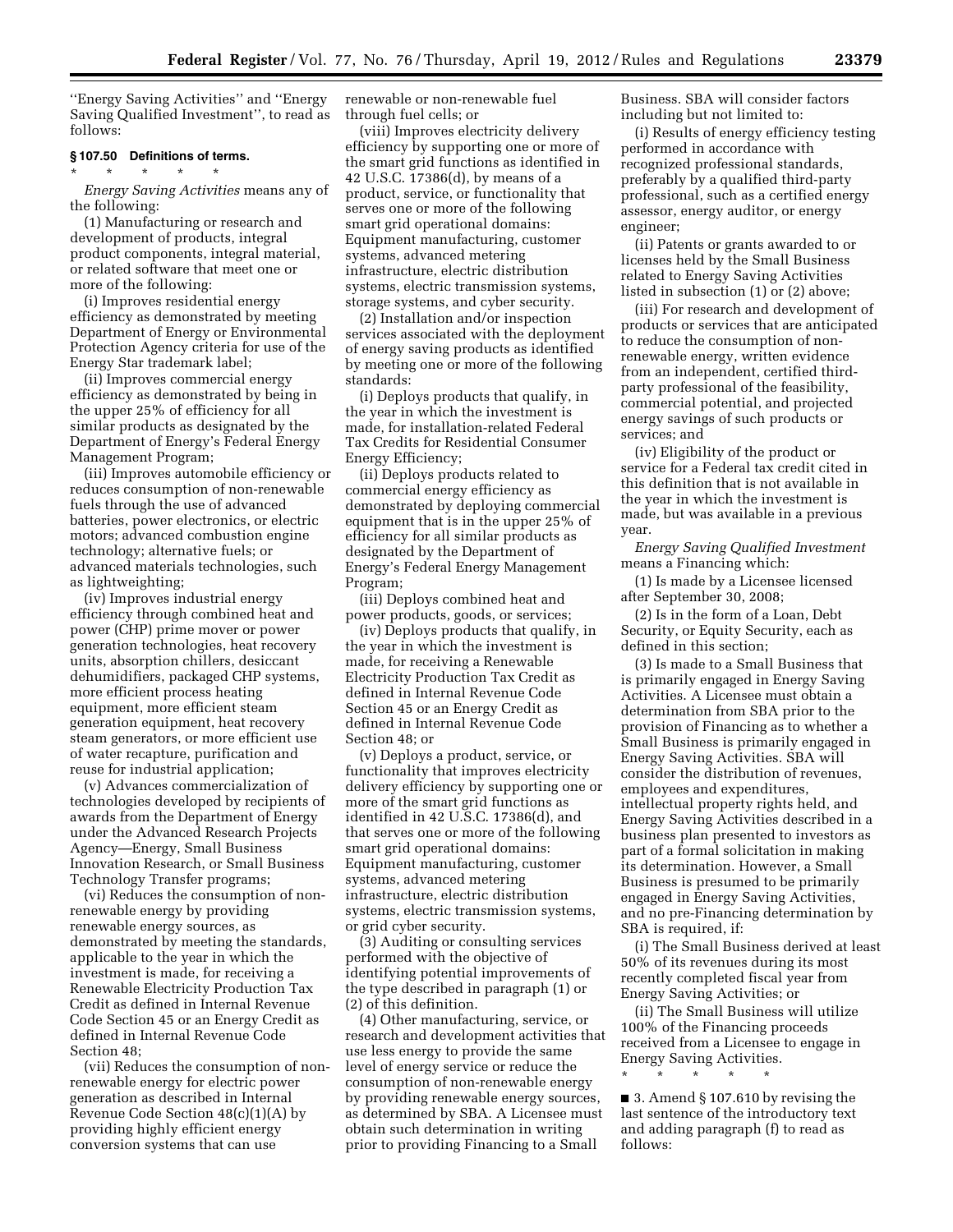''Energy Saving Activities'' and ''Energy Saving Qualified Investment'', to read as follows:

### § 107.50 Definitions of terms.

\* \* \* \* \*

*Energy Saving Activities* means any of the following:

(1) Manufacturing or research and development of products, integral product components, integral material, or related software that meet one or more of the following:

(i) Improves residential energy efficiency as demonstrated by meeting Department of Energy or Environmental Protection Agency criteria for use of the Energy Star trademark label;

(ii) Improves commercial energy efficiency as demonstrated by being in the upper 25% of efficiency for all similar products as designated by the Department of Energy's Federal Energy Management Program;

(iii) Improves automobile efficiency or reduces consumption of non-renewable fuels through the use of advanced batteries, power electronics, or electric motors; advanced combustion engine technology; alternative fuels; or advanced materials technologies, such as lightweighting;

(iv) Improves industrial energy efficiency through combined heat and power (CHP) prime mover or power generation technologies, heat recovery units, absorption chillers, desiccant dehumidifiers, packaged CHP systems, more efficient process heating equipment, more efficient steam generation equipment, heat recovery steam generators, or more efficient use of water recapture, purification and reuse for industrial application;

(v) Advances commercialization of technologies developed by recipients of awards from the Department of Energy under the Advanced Research Projects Agency—Energy, Small Business Innovation Research, or Small Business Technology Transfer programs;

(vi) Reduces the consumption of non-renewable energy by providing renewable energy sources, as demonstrated by meeting the standards, applicable to the year in which the investment is made, for receiving a Renewable Electricity Production Tax Credit as defined in Internal Revenue Code Section 45 or an Energy Credit as defined in Internal Revenue Code Section 48;

(vii) Reduces the consumption of non-renewable energy for electric power generation as described in Internal Revenue Code Section 48(c)(1)(A) by providing highly efficient energy conversion systems that can use renewable or non-renewable fuel through fuel cells; or

(viii) Improves electricity delivery efficiency by supporting one or more of the smart grid functions as identified in 42 U.S.C. 17386(d), by means of a product, service, or functionality that serves one or more of the following smart grid operational domains: Equipment manufacturing, customer systems, advanced metering infrastructure, electric distribution systems, electric transmission systems, storage systems, and cyber security.

(2) Installation and/or inspection services associated with the deployment of energy saving products as identified by meeting one or more of the following standards:

(i) Deploys products that qualify, in the year in which the investment is made, for installation-related Federal Tax Credits for Residential Consumer Energy Efficiency;

(ii) Deploys products related to commercial energy efficiency as demonstrated by deploying commercial equipment that is in the upper 25% of efficiency for all similar products as designated by the Department of Energy's Federal Energy Management Program;

(iii) Deploys combined heat and power products, goods, or services;

(iv) Deploys products that qualify, in the year in which the investment is made, for receiving a Renewable Electricity Production Tax Credit as defined in Internal Revenue Code Section 45 or an Energy Credit as defined in Internal Revenue Code Section 48; or

(v) Deploys a product, service, or functionality that improves electricity delivery efficiency by supporting one or more of the smart grid functions as identified in 42 U.S.C. 17386(d), and that serves one or more of the following smart grid operational domains: Equipment manufacturing, customer systems, advanced metering infrastructure, electric distribution systems, electric transmission systems, or grid cyber security.

(3) Auditing or consulting services performed with the objective of identifying potential improvements of the type described in paragraph (1) or (2) of this definition.

(4) Other manufacturing, service, or research and development activities that use less energy to provide the same level of energy service or reduce the consumption of non-renewable energy by providing renewable energy sources, as determined by SBA. A Licensee must obtain such determination in writing prior to providing Financing to a Small Business. SBA will consider factors including but not limited to:

(i) Results of energy efficiency testing performed in accordance with recognized professional standards, preferably by a qualified third-party professional, such as a certified energy assessor, energy auditor, or energy engineer;

(ii) Patents or grants awarded to or licenses held by the Small Business related to Energy Saving Activities listed in subsection (1) or (2) above;

(iii) For research and development of products or services that are anticipated to reduce the consumption of non-renewable energy, written evidence from an independent, certified third-party professional of the feasibility, commercial potential, and projected energy savings of such products or services; and

(iv) Eligibility of the product or service for a Federal tax credit cited in this definition that is not available in the year in which the investment is made, but was available in a previous year.

*Energy Saving Qualified Investment* means a Financing which:

(1) Is made by a Licensee licensed after September 30, 2008;

(2) Is in the form of a Loan, Debt Security, or Equity Security, each as defined in this section;

(3) Is made to a Small Business that is primarily engaged in Energy Saving Activities. A Licensee must obtain a determination from SBA prior to the provision of Financing as to whether a Small Business is primarily engaged in Energy Saving Activities. SBA will consider the distribution of revenues, employees and expenditures, intellectual property rights held, and Energy Saving Activities described in a business plan presented to investors as part of a formal solicitation in making its determination. However, a Small Business is presumed to be primarily engaged in Energy Saving Activities, and no pre-Financing determination by SBA is required, if:

(i) The Small Business derived at least 50% of its revenues during its most recently completed fiscal year from Energy Saving Activities; or

(ii) The Small Business will utilize 100% of the Financing proceeds received from a Licensee to engage in Energy Saving Activities.

\* \* \* \* \*

■ 3. Amend § 107.610 by revising the last sentence of the introductory text and adding paragraph (f) to read as follows: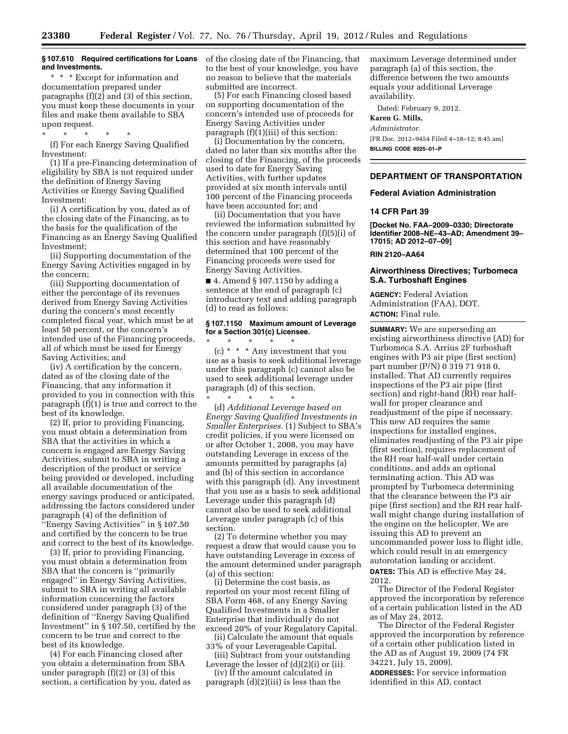### § 107.610 Required certifications for Loans and Investments.

\* \* \* Except for information and documentation prepared under paragraphs (f)(2) and (3) of this section, you must keep these documents in your files and make them available to SBA upon request.

\* \* \* \* \*

(f) For each Energy Saving Qualified Investment:

(1) If a pre-Financing determination of eligibility by SBA is not required under the definition of Energy Saving Activities or Energy Saving Qualified Investment:

(i) A certification by you, dated as of the closing date of the Financing, as to the basis for the qualification of the Financing as an Energy Saving Qualified Investment;

(ii) Supporting documentation of the Energy Saving Activities engaged in by the concern;

(iii) Supporting documentation of either the percentage of its revenues derived from Energy Saving Activities during the concern's most recently completed fiscal year, which must be at least 50 percent, or the concern's intended use of the Financing proceeds, all of which must be used for Energy Saving Activities; and

(iv) A certification by the concern, dated as of the closing date of the Financing, that any information it provided to you in connection with this paragraph (f)(1) is true and correct to the best of its knowledge.

(2) If, prior to providing Financing, you must obtain a determination from SBA that the activities in which a concern is engaged are Energy Saving Activities, submit to SBA in writing a description of the product or service being provided or developed, including all available documentation of the energy savings produced or anticipated, addressing the factors considered under paragraph (4) of the definition of "Energy Saving Activities" in § 107.50 and certified by the concern to be true and correct to the best of its knowledge.

(3) If, prior to providing Financing, you must obtain a determination from SBA that the concern is "primarily engaged" in Energy Saving Activities, submit to SBA in writing all available information concerning the factors considered under paragraph (3) of the definition of "Energy Saving Qualified Investment" in § 107.50, certified by the concern to be true and correct to the best of its knowledge.

(4) For each Financing closed after you obtain a determination from SBA under paragraph (f)(2) or (3) of this section, a certification by you, dated as of the closing date of the Financing, that to the best of your knowledge, you have no reason to believe that the materials submitted are incorrect.

(5) For each Financing closed based on supporting documentation of the concern's intended use of proceeds for Energy Saving Activities under paragraph (f)(1)(iii) of this section:

(i) Documentation by the concern, dated no later than six months after the closing of the Financing, of the proceeds used to date for Energy Saving Activities, with further updates provided at six month intervals until 100 percent of the Financing proceeds have been accounted for; and

(ii) Documentation that you have reviewed the information submitted by the concern under paragraph (f)(5)(i) of this section and have reasonably determined that 100 percent of the Financing proceeds were used for Energy Saving Activities.

■ 4. Amend § 107.1150 by adding a sentence at the end of paragraph (c) introductory text and adding paragraph (d) to read as follows:

### § 107.1150 Maximum amount of Leverage for a Section 301(c) Licensee.

\* \* \* \* \*

(c) \* \* \* Any investment that you use as a basis to seek additional leverage under this paragraph (c) cannot also be used to seek additional leverage under paragraph (d) of this section.

\* \* \* \* \*

(d) *Additional Leverage based on Energy Saving Qualified Investments in Smaller Enterprises.* (1) Subject to SBA's credit policies, if you were licensed on or after October 1, 2008, you may have outstanding Leverage in excess of the amounts permitted by paragraphs (a) and (b) of this section in accordance with this paragraph (d). Any investment that you use as a basis to seek additional Leverage under this paragraph (d) cannot also be used to seek additional Leverage under paragraph (c) of this section.

(2) To determine whether you may request a draw that would cause you to have outstanding Leverage in excess of the amount determined under paragraph (a) of this section:

(i) Determine the cost basis, as reported on your most recent filing of SBA Form 468, of any Energy Saving Qualified Investments in a Smaller Enterprise that individually do not exceed 20% of your Regulatory Capital.

(ii) Calculate the amount that equals 33% of your Leverageable Capital.

(iii) Subtract from your outstanding Leverage the lesser of (d)(2)(i) or (ii).

(iv) If the amount calculated in paragraph (d)(2)(iii) is less than the maximum Leverage determined under paragraph (a) of this section, the difference between the two amounts equals your additional Leverage availability.

Dated: February 9, 2012.

**Karen G. Mills,**

*Administrator.*

[FR Doc. 2012–9454 Filed 4–18–12; 8:45 am]

**BILLING CODE 8025–01–P**

---

## DEPARTMENT OF TRANSPORTATION

### Federal Aviation Administration

### 14 CFR Part 39

**[Docket No. FAA–2009–0330; Directorate Identifier 2008–NE–43–AD; Amendment 39–17015; AD 2012–07–09]**

**RIN 2120–AA64**

### Airworthiness Directives; Turbomeca S.A. Turboshaft Engines

**AGENCY:** Federal Aviation Administration (FAA), DOT.

**ACTION:** Final rule.

**SUMMARY:** We are superseding an existing airworthiness directive (AD) for Turbomeca S.A. Arrius 2F turboshaft engines with P3 air pipe (first section) part number (P/N) 0 319 71 918 0, installed. That AD currently requires inspections of the P3 air pipe (first section) and right-hand (RH) rear half-wall for proper clearance and readjustment of the pipe if necessary. This new AD requires the same inspections for installed engines, eliminates readjusting of the P3 air pipe (first section), requires replacement of the RH rear half-wall under certain conditions, and adds an optional terminating action. This AD was prompted by Turbomeca determining that the clearance between the P3 air pipe (first section) and the RH rear half-wall might change during installation of the engine on the helicopter. We are issuing this AD to prevent an uncommanded power loss to flight idle, which could result in an emergency autorotation landing or accident.

**DATES:** This AD is effective May 24, 2012.

The Director of the Federal Register approved the incorporation by reference of a certain publication listed in the AD as of May 24, 2012.

The Director of the Federal Register approved the incorporation by reference of a certain other publication listed in the AD as of August 19, 2009 (74 FR 34221, July 15, 2009).

**ADDRESSES:** For service information identified in this AD, contact